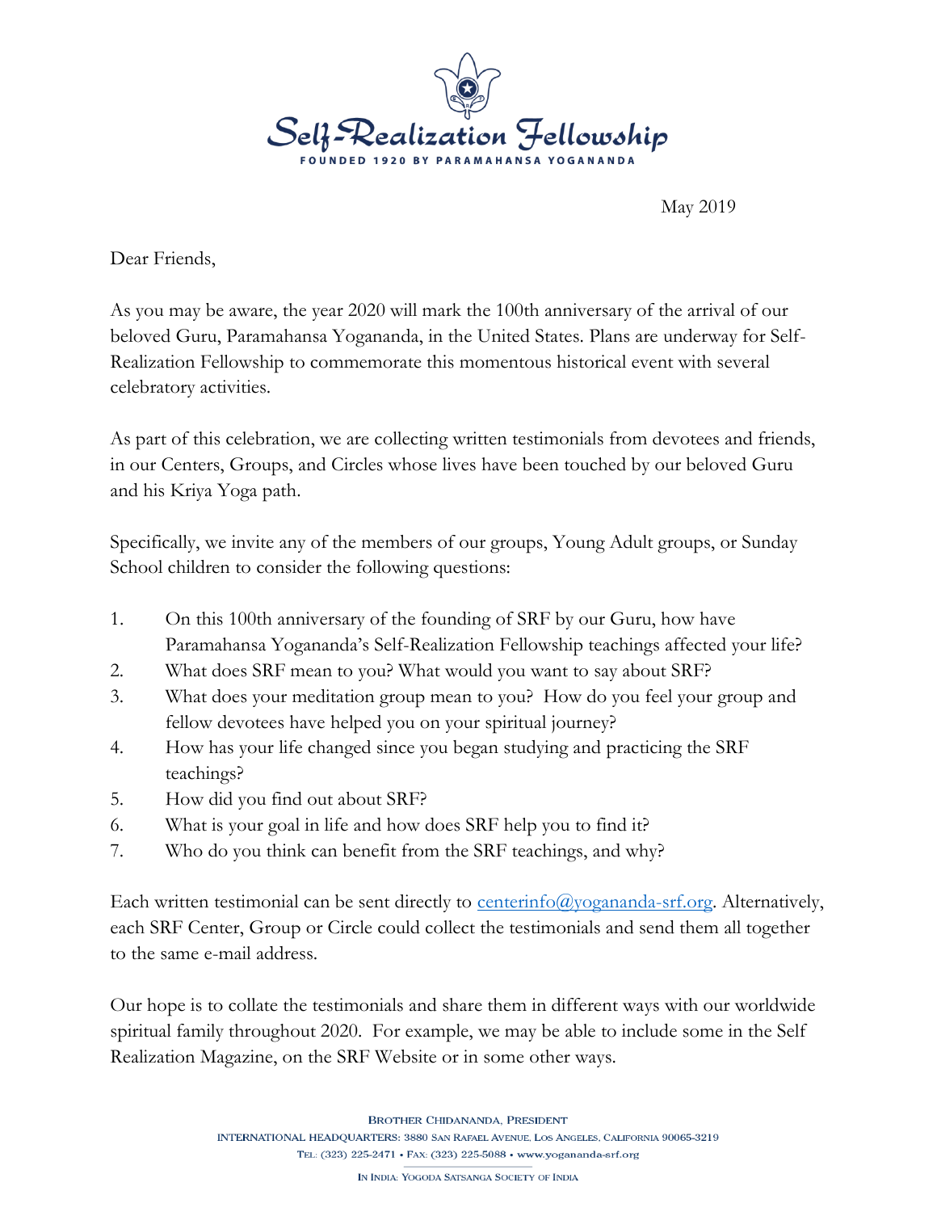# Self-Realization Fellowship

FOUNDED 1920 BY PARAMAHANSA YOGANANDA

May 2019

Dear Friends,

As you may be aware, the year 2020 will mark the 100th anniversary of the arrival of our beloved Guru, Paramahansa Yogananda, in the United States. Plans are underway for Self-Realization Fellowship to commemorate this momentous historical event with several celebratory activities.

As part of this celebration, we are collecting written testimonials from devotees and friends, in our Centers, Groups, and Circles whose lives have been touched by our beloved Guru and his Kriya Yoga path.

Specifically, we invite any of the members of our groups, Young Adult groups, or Sunday School children to consider the following questions:

1. On this 100th anniversary of the founding of SRF by our Guru, how have Paramahansa Yogananda's Self-Realization Fellowship teachings affected your life?
2. What does SRF mean to you? What would you want to say about SRF?
3. What does your meditation group mean to you? How do you feel your group and fellow devotees have helped you on your spiritual journey?
4. How has your life changed since you began studying and practicing the SRF teachings?
5. How did you find out about SRF?
6. What is your goal in life and how does SRF help you to find it?
7. Who do you think can benefit from the SRF teachings, and why?

Each written testimonial can be sent directly to centerinfo@yogananda-srf.org. Alternatively, each SRF Center, Group or Circle could collect the testimonials and send them all together to the same e-mail address.

Our hope is to collate the testimonials and share them in different ways with our worldwide spiritual family throughout 2020. For example, we may be able to include some in the Self Realization Magazine, on the SRF Website or in some other ways.

BROTHER CHIDANANDA, PRESIDENT

INTERNATIONAL HEADQUARTERS: 3880 SAN RAFAEL AVENUE, LOS ANGELES, CALIFORNIA 90065-3219

TEL: (323) 225-2471 • FAX: (323) 225-5088 • www.yogananda-srf.org

IN INDIA: YOGODA SATSANGA SOCIETY OF INDIA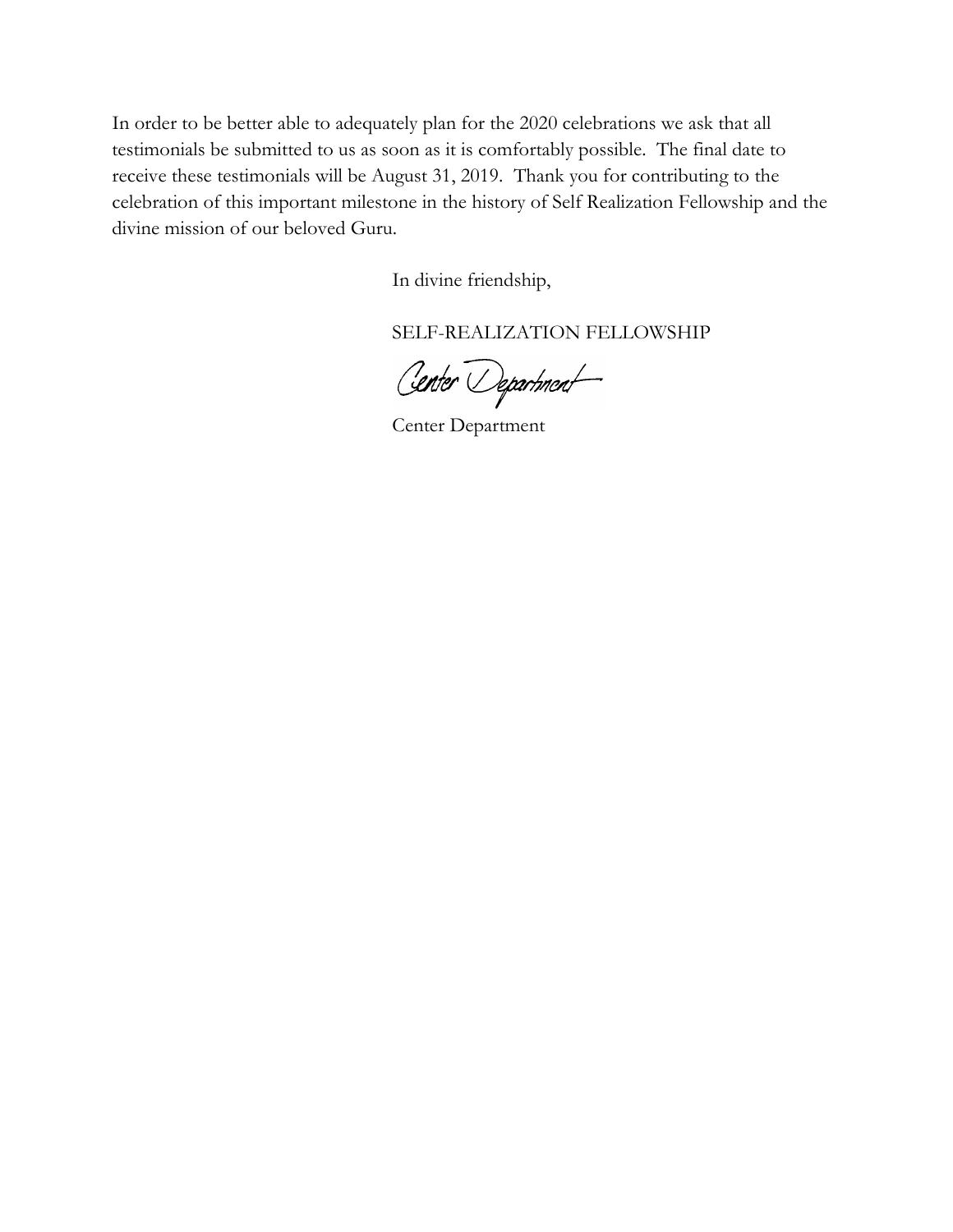In order to be better able to adequately plan for the 2020 celebrations we ask that all testimonials be submitted to us as soon as it is comfortably possible. The final date to receive these testimonials will be August 31, 2019. Thank you for contributing to the celebration of this important milestone in the history of Self Realization Fellowship and the divine mission of our beloved Guru.

In divine friendship,

SELF-REALIZATION FELLOWSHIP

Center Department

Center Department